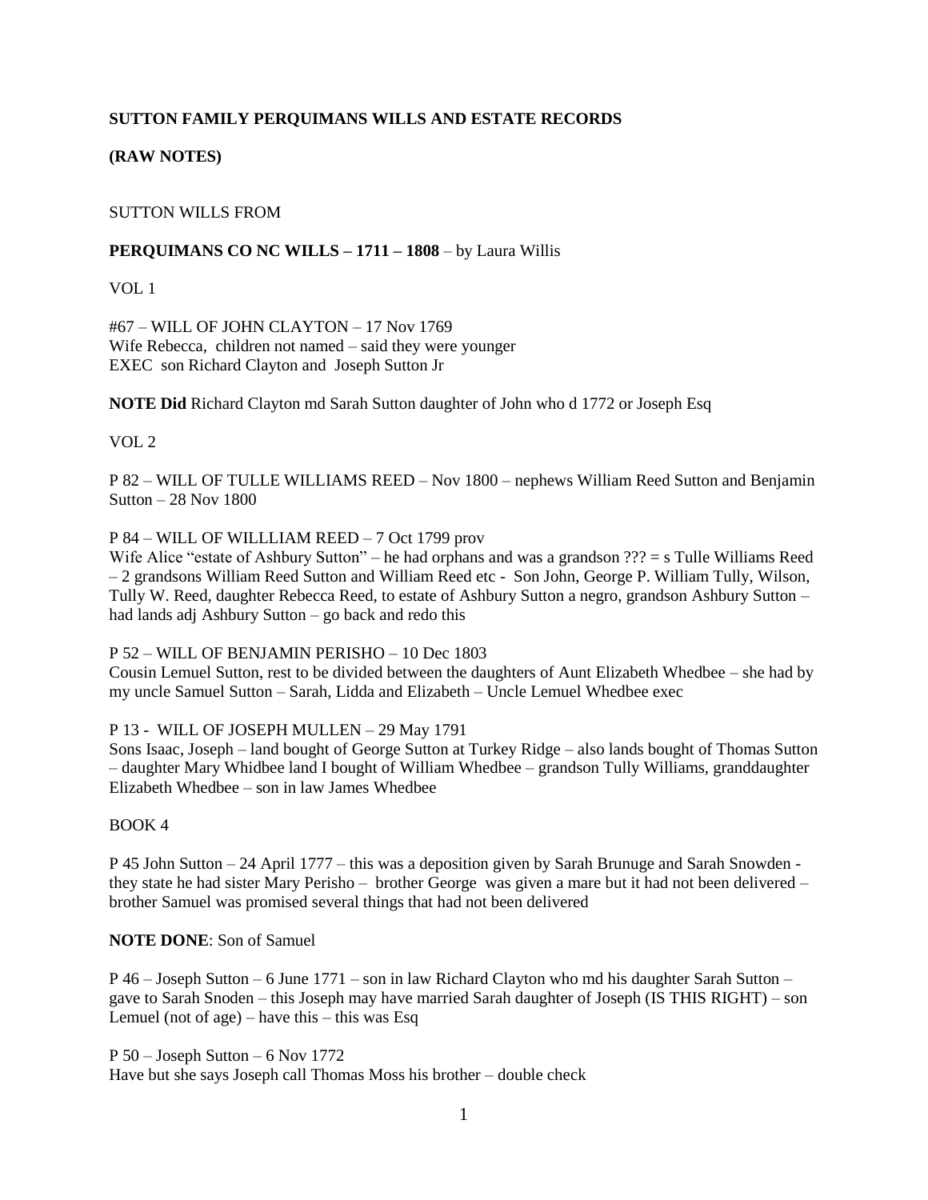**SUTTON FAMILY PERQUIMANS WILLS AND ESTATE RECORDS**

**(RAW NOTES)**

SUTTON WILLS FROM

**PERQUIMANS CO NC WILLS – 1711 – 1808** – by Laura Willis

VOL 1

#67 – WILL OF JOHN CLAYTON – 17 Nov 1769
Wife Rebecca, children not named – said they were younger
EXEC son Richard Clayton and Joseph Sutton Jr

**NOTE Did** Richard Clayton md Sarah Sutton daughter of John who d 1772 or Joseph Esq

VOL 2

P 82 – WILL OF TULLE WILLIAMS REED – Nov 1800 – nephews William Reed Sutton and Benjamin Sutton – 28 Nov 1800

P 84 – WILL OF WILLLIAM REED – 7 Oct 1799 prov
Wife Alice "estate of Ashbury Sutton" – he had orphans and was a grandson ??? = s Tulle Williams Reed – 2 grandsons William Reed Sutton and William Reed etc - Son John, George P. William Tully, Wilson, Tully W. Reed, daughter Rebecca Reed, to estate of Ashbury Sutton a negro, grandson Ashbury Sutton – had lands adj Ashbury Sutton – go back and redo this

P 52 – WILL OF BENJAMIN PERISHO – 10 Dec 1803
Cousin Lemuel Sutton, rest to be divided between the daughters of Aunt Elizabeth Whedbee – she had by my uncle Samuel Sutton – Sarah, Lidda and Elizabeth – Uncle Lemuel Whedbee exec

P 13 - WILL OF JOSEPH MULLEN – 29 May 1791
Sons Isaac, Joseph – land bought of George Sutton at Turkey Ridge – also lands bought of Thomas Sutton – daughter Mary Whidbee land I bought of William Whedbee – grandson Tully Williams, granddaughter Elizabeth Whedbee – son in law James Whedbee

BOOK 4

P 45 John Sutton – 24 April 1777 – this was a deposition given by Sarah Brunuge and Sarah Snowden - they state he had sister Mary Perisho – brother George was given a mare but it had not been delivered – brother Samuel was promised several things that had not been delivered

**NOTE DONE**: Son of Samuel

P 46 – Joseph Sutton – 6 June 1771 – son in law Richard Clayton who md his daughter Sarah Sutton – gave to Sarah Snoden – this Joseph may have married Sarah daughter of Joseph (IS THIS RIGHT) – son Lemuel (not of age) – have this – this was Esq

P 50 – Joseph Sutton – 6 Nov 1772
Have but she says Joseph call Thomas Moss his brother – double check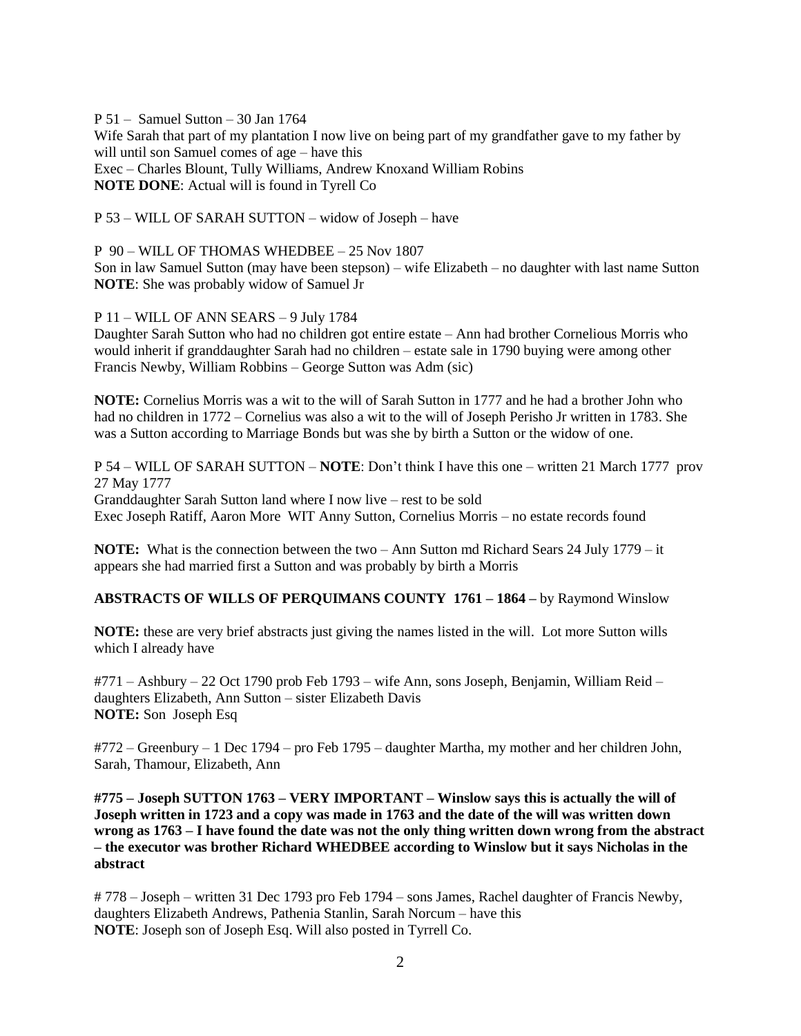P 51 – Samuel Sutton – 30 Jan 1764
Wife Sarah that part of my plantation I now live on being part of my grandfather gave to my father by will until son Samuel comes of age – have this
Exec – Charles Blount, Tully Williams, Andrew Knoxand William Robins
**NOTE DONE**: Actual will is found in Tyrell Co

P 53 – WILL OF SARAH SUTTON – widow of Joseph – have

P 90 – WILL OF THOMAS WHEDBEE – 25 Nov 1807
Son in law Samuel Sutton (may have been stepson) – wife Elizabeth – no daughter with last name Sutton
**NOTE**: She was probably widow of Samuel Jr

P 11 – WILL OF ANN SEARS – 9 July 1784
Daughter Sarah Sutton who had no children got entire estate – Ann had brother Cornelious Morris who would inherit if granddaughter Sarah had no children – estate sale in 1790 buying were among other Francis Newby, William Robbins – George Sutton was Adm (sic)

**NOTE:** Cornelius Morris was a wit to the will of Sarah Sutton in 1777 and he had a brother John who had no children in 1772 – Cornelius was also a wit to the will of Joseph Perisho Jr written in 1783. She was a Sutton according to Marriage Bonds but was she by birth a Sutton or the widow of one.

P 54 – WILL OF SARAH SUTTON – **NOTE**: Don't think I have this one – written 21 March 1777 prov 27 May 1777
Granddaughter Sarah Sutton land where I now live – rest to be sold
Exec Joseph Ratiff, Aaron More WIT Anny Sutton, Cornelius Morris – no estate records found

**NOTE:** What is the connection between the two – Ann Sutton md Richard Sears 24 July 1779 – it appears she had married first a Sutton and was probably by birth a Morris

**ABSTRACTS OF WILLS OF PERQUIMANS COUNTY 1761 – 1864 –** by Raymond Winslow

**NOTE:** these are very brief abstracts just giving the names listed in the will. Lot more Sutton wills which I already have

#771 – Ashbury – 22 Oct 1790 prob Feb 1793 – wife Ann, sons Joseph, Benjamin, William Reid – daughters Elizabeth, Ann Sutton – sister Elizabeth Davis
**NOTE:** Son Joseph Esq

#772 – Greenbury – 1 Dec 1794 – pro Feb 1795 – daughter Martha, my mother and her children John, Sarah, Thamour, Elizabeth, Ann

**#775 – Joseph SUTTON 1763 – VERY IMPORTANT – Winslow says this is actually the will of Joseph written in 1723 and a copy was made in 1763 and the date of the will was written down wrong as 1763 – I have found the date was not the only thing written down wrong from the abstract – the executor was brother Richard WHEDBEE according to Winslow but it says Nicholas in the abstract**

# 778 – Joseph – written 31 Dec 1793 pro Feb 1794 – sons James, Rachel daughter of Francis Newby, daughters Elizabeth Andrews, Pathenia Stanlin, Sarah Norcum – have this
**NOTE**: Joseph son of Joseph Esq. Will also posted in Tyrrell Co.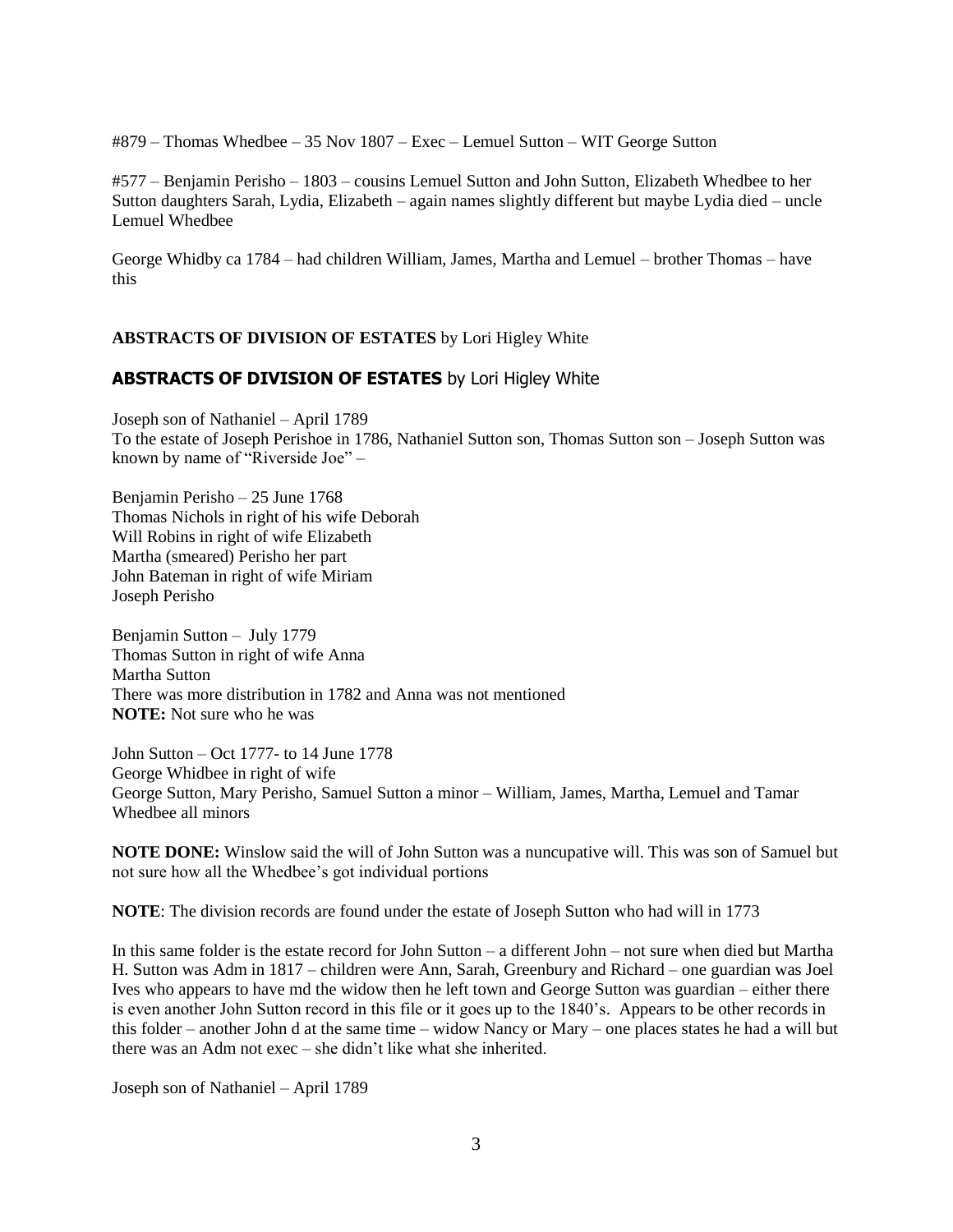#879 – Thomas Whedbee – 35 Nov 1807 – Exec – Lemuel Sutton – WIT George Sutton

#577 – Benjamin Perisho – 1803 – cousins Lemuel Sutton and John Sutton, Elizabeth Whedbee to her Sutton daughters Sarah, Lydia, Elizabeth – again names slightly different but maybe Lydia died – uncle Lemuel Whedbee

George Whidby ca 1784 – had children William, James, Martha and Lemuel – brother Thomas – have this

**ABSTRACTS OF DIVISION OF ESTATES** by Lori Higley White

## **ABSTRACTS OF DIVISION OF ESTATES** by Lori Higley White

Joseph son of Nathaniel – April 1789
To the estate of Joseph Perishoe in 1786, Nathaniel Sutton son, Thomas Sutton son – Joseph Sutton was known by name of "Riverside Joe" –

Benjamin Perisho – 25 June 1768
Thomas Nichols in right of his wife Deborah
Will Robins in right of wife Elizabeth
Martha (smeared) Perisho her part
John Bateman in right of wife Miriam
Joseph Perisho

Benjamin Sutton – July 1779
Thomas Sutton in right of wife Anna
Martha Sutton
There was more distribution in 1782 and Anna was not mentioned
**NOTE:** Not sure who he was

John Sutton – Oct 1777- to 14 June 1778
George Whidbee in right of wife
George Sutton, Mary Perisho, Samuel Sutton a minor – William, James, Martha, Lemuel and Tamar Whedbee all minors

**NOTE DONE:** Winslow said the will of John Sutton was a nuncupative will. This was son of Samuel but not sure how all the Whedbee's got individual portions

**NOTE**: The division records are found under the estate of Joseph Sutton who had will in 1773

In this same folder is the estate record for John Sutton – a different John – not sure when died but Martha H. Sutton was Adm in 1817 – children were Ann, Sarah, Greenbury and Richard – one guardian was Joel Ives who appears to have md the widow then he left town and George Sutton was guardian – either there is even another John Sutton record in this file or it goes up to the 1840's. Appears to be other records in this folder – another John d at the same time – widow Nancy or Mary – one places states he had a will but there was an Adm not exec – she didn't like what she inherited.

Joseph son of Nathaniel – April 1789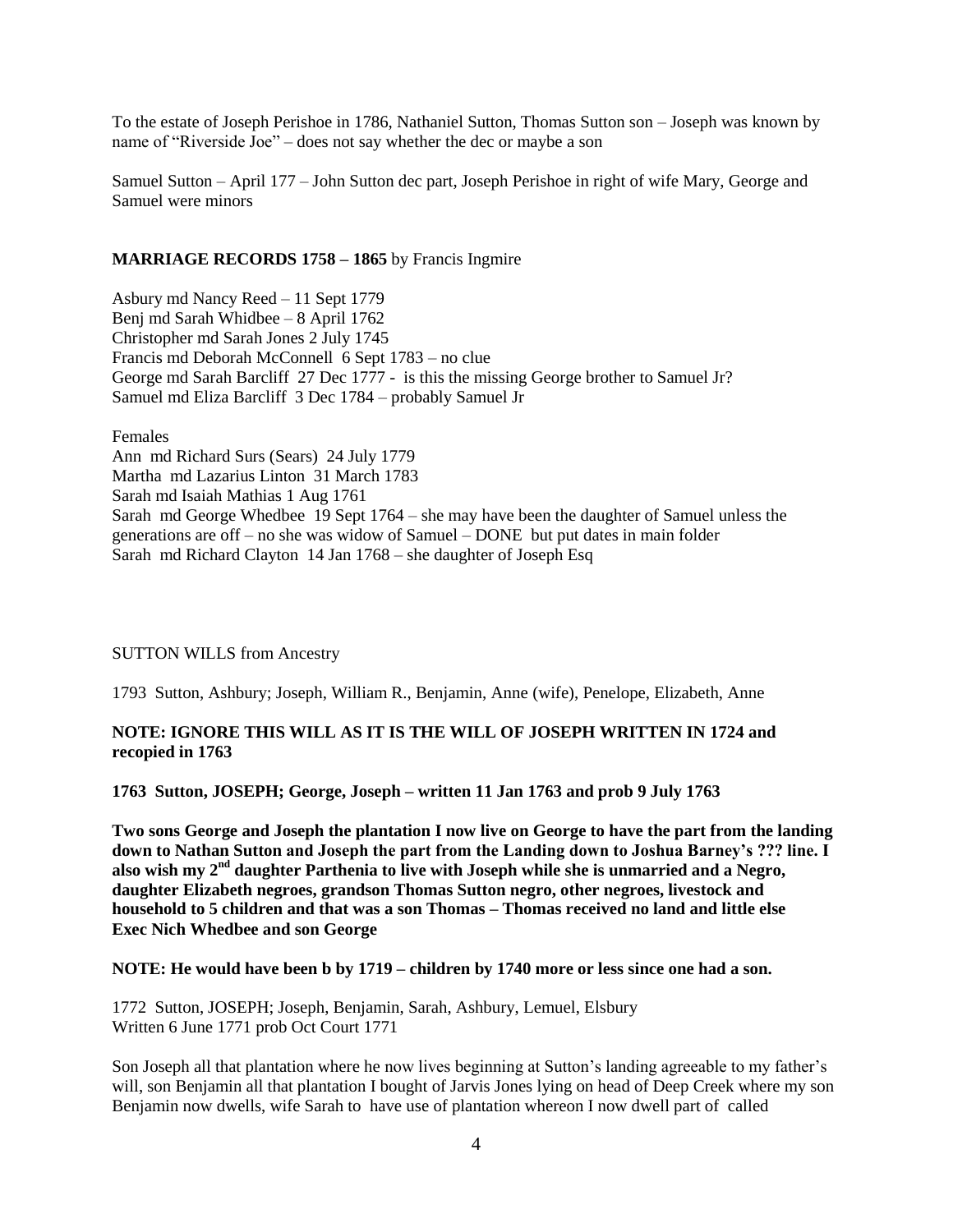To the estate of Joseph Perishoe in 1786, Nathaniel Sutton, Thomas Sutton son – Joseph was known by name of "Riverside Joe" – does not say whether the dec or maybe a son

Samuel Sutton – April 177 – John Sutton dec part, Joseph Perishoe in right of wife Mary, George and Samuel were minors

**MARRIAGE RECORDS 1758 – 1865** by Francis Ingmire

Asbury md Nancy Reed – 11 Sept 1779
Benj md Sarah Whidbee – 8 April 1762
Christopher md Sarah Jones 2 July 1745
Francis md Deborah McConnell 6 Sept 1783 – no clue
George md Sarah Barcliff 27 Dec 1777 - is this the missing George brother to Samuel Jr?
Samuel md Eliza Barcliff 3 Dec 1784 – probably Samuel Jr

Females
Ann md Richard Surs (Sears) 24 July 1779
Martha md Lazarius Linton 31 March 1783
Sarah md Isaiah Mathias 1 Aug 1761
Sarah md George Whedbee 19 Sept 1764 – she may have been the daughter of Samuel unless the generations are off – no she was widow of Samuel – DONE but put dates in main folder
Sarah md Richard Clayton 14 Jan 1768 – she daughter of Joseph Esq

SUTTON WILLS from Ancestry

1793 Sutton, Ashbury; Joseph, William R., Benjamin, Anne (wife), Penelope, Elizabeth, Anne

**NOTE: IGNORE THIS WILL AS IT IS THE WILL OF JOSEPH WRITTEN IN 1724 and recopied in 1763**

**1763 Sutton, JOSEPH; George, Joseph – written 11 Jan 1763 and prob 9 July 1763**

**Two sons George and Joseph the plantation I now live on George to have the part from the landing down to Nathan Sutton and Joseph the part from the Landing down to Joshua Barney's ??? line. I also wish my 2nd daughter Parthenia to live with Joseph while she is unmarried and a Negro, daughter Elizabeth negroes, grandson Thomas Sutton negro, other negroes, livestock and household to 5 children and that was a son Thomas – Thomas received no land and little else Exec Nich Whedbee and son George**

**NOTE: He would have been b by 1719 – children by 1740 more or less since one had a son.**

1772 Sutton, JOSEPH; Joseph, Benjamin, Sarah, Ashbury, Lemuel, Elsbury
Written 6 June 1771 prob Oct Court 1771

Son Joseph all that plantation where he now lives beginning at Sutton's landing agreeable to my father's will, son Benjamin all that plantation I bought of Jarvis Jones lying on head of Deep Creek where my son Benjamin now dwells, wife Sarah to have use of plantation whereon I now dwell part of called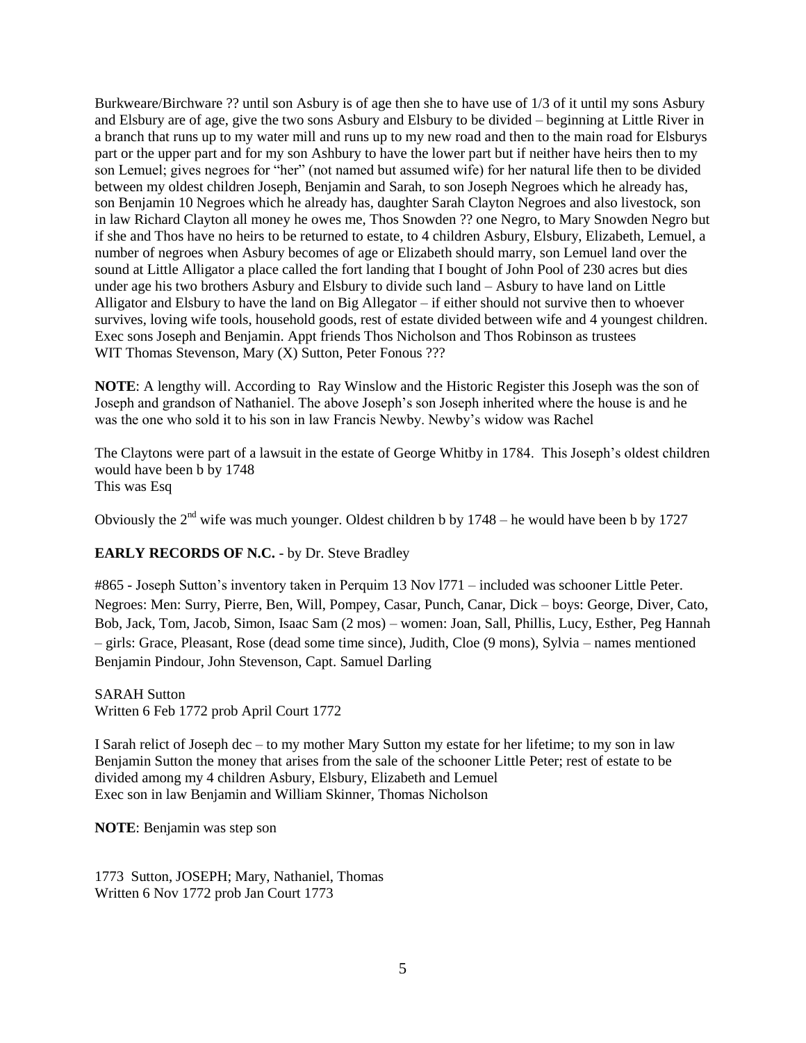Burkweare/Birchware ?? until son Asbury is of age then she to have use of 1/3 of it until my sons Asbury and Elsbury are of age, give the two sons Asbury and Elsbury to be divided – beginning at Little River in a branch that runs up to my water mill and runs up to my new road and then to the main road for Elsburys part or the upper part and for my son Ashbury to have the lower part but if neither have heirs then to my son Lemuel; gives negroes for "her" (not named but assumed wife) for her natural life then to be divided between my oldest children Joseph, Benjamin and Sarah, to son Joseph Negroes which he already has, son Benjamin 10 Negroes which he already has, daughter Sarah Clayton Negroes and also livestock, son in law Richard Clayton all money he owes me, Thos Snowden ?? one Negro, to Mary Snowden Negro but if she and Thos have no heirs to be returned to estate, to 4 children Asbury, Elsbury, Elizabeth, Lemuel, a number of negroes when Asbury becomes of age or Elizabeth should marry, son Lemuel land over the sound at Little Alligator a place called the fort landing that I bought of John Pool of 230 acres but dies under age his two brothers Asbury and Elsbury to divide such land – Asbury to have land on Little Alligator and Elsbury to have the land on Big Allegator – if either should not survive then to whoever survives, loving wife tools, household goods, rest of estate divided between wife and 4 youngest children. Exec sons Joseph and Benjamin. Appt friends Thos Nicholson and Thos Robinson as trustees
WIT Thomas Stevenson, Mary (X) Sutton, Peter Fonous ???

**NOTE**: A lengthy will. According to Ray Winslow and the Historic Register this Joseph was the son of Joseph and grandson of Nathaniel. The above Joseph's son Joseph inherited where the house is and he was the one who sold it to his son in law Francis Newby. Newby's widow was Rachel

The Claytons were part of a lawsuit in the estate of George Whitby in 1784. This Joseph's oldest children would have been b by 1748
This was Esq

Obviously the 2nd wife was much younger. Oldest children b by 1748 – he would have been b by 1727

**EARLY RECORDS OF N.C.** - by Dr. Steve Bradley

#865 - Joseph Sutton's inventory taken in Perquim 13 Nov l771 – included was schooner Little Peter. Negroes: Men: Surry, Pierre, Ben, Will, Pompey, Casar, Punch, Canar, Dick – boys: George, Diver, Cato, Bob, Jack, Tom, Jacob, Simon, Isaac Sam (2 mos) – women: Joan, Sall, Phillis, Lucy, Esther, Peg Hannah – girls: Grace, Pleasant, Rose (dead some time since), Judith, Cloe (9 mons), Sylvia – names mentioned Benjamin Pindour, John Stevenson, Capt. Samuel Darling

SARAH Sutton
Written 6 Feb 1772 prob April Court 1772

I Sarah relict of Joseph dec – to my mother Mary Sutton my estate for her lifetime; to my son in law Benjamin Sutton the money that arises from the sale of the schooner Little Peter; rest of estate to be divided among my 4 children Asbury, Elsbury, Elizabeth and Lemuel
Exec son in law Benjamin and William Skinner, Thomas Nicholson

**NOTE**: Benjamin was step son

1773 Sutton, JOSEPH; Mary, Nathaniel, Thomas
Written 6 Nov 1772 prob Jan Court 1773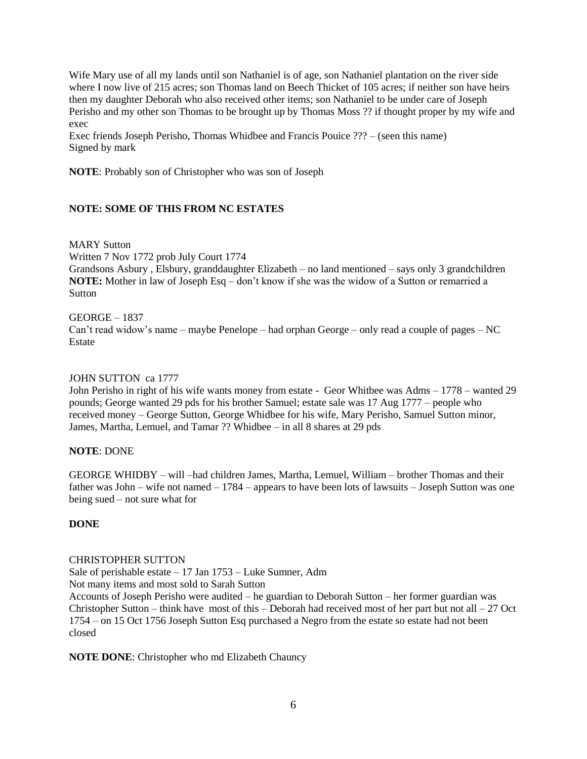Wife Mary use of all my lands until son Nathaniel is of age, son Nathaniel plantation on the river side where I now live of 215 acres; son Thomas land on Beech Thicket of 105 acres; if neither son have heirs then my daughter Deborah who also received other items; son Nathaniel to be under care of Joseph Perisho and my other son Thomas to be brought up by Thomas Moss ?? if thought proper by my wife and exec
Exec friends Joseph Perisho, Thomas Whidbee and Francis Pouice ??? – (seen this name)
Signed by mark

**NOTE**: Probably son of Christopher who was son of Joseph

**NOTE: SOME OF THIS FROM NC ESTATES**

MARY Sutton
Written 7 Nov 1772 prob July Court 1774
Grandsons Asbury , Elsbury, granddaughter Elizabeth – no land mentioned – says only 3 grandchildren
**NOTE:** Mother in law of Joseph Esq – don't know if she was the widow of a Sutton or remarried a Sutton

GEORGE – 1837
Can't read widow's name – maybe Penelope – had orphan George – only read a couple of pages – NC Estate

JOHN SUTTON ca 1777
John Perisho in right of his wife wants money from estate - Geor Whitbee was Adms – 1778 – wanted 29 pounds; George wanted 29 pds for his brother Samuel; estate sale was 17 Aug 1777 – people who received money – George Sutton, George Whidbee for his wife, Mary Perisho, Samuel Sutton minor, James, Martha, Lemuel, and Tamar ?? Whidbee – in all 8 shares at 29 pds

**NOTE**: DONE

GEORGE WHIDBY – will –had children James, Martha, Lemuel, William – brother Thomas and their father was John – wife not named – 1784 – appears to have been lots of lawsuits – Joseph Sutton was one being sued – not sure what for

**DONE**

CHRISTOPHER SUTTON
Sale of perishable estate – 17 Jan 1753 – Luke Sumner, Adm
Not many items and most sold to Sarah Sutton
Accounts of Joseph Perisho were audited – he guardian to Deborah Sutton – her former guardian was Christopher Sutton – think have most of this – Deborah had received most of her part but not all – 27 Oct 1754 – on 15 Oct 1756 Joseph Sutton Esq purchased a Negro from the estate so estate had not been closed

**NOTE DONE**: Christopher who md Elizabeth Chauncy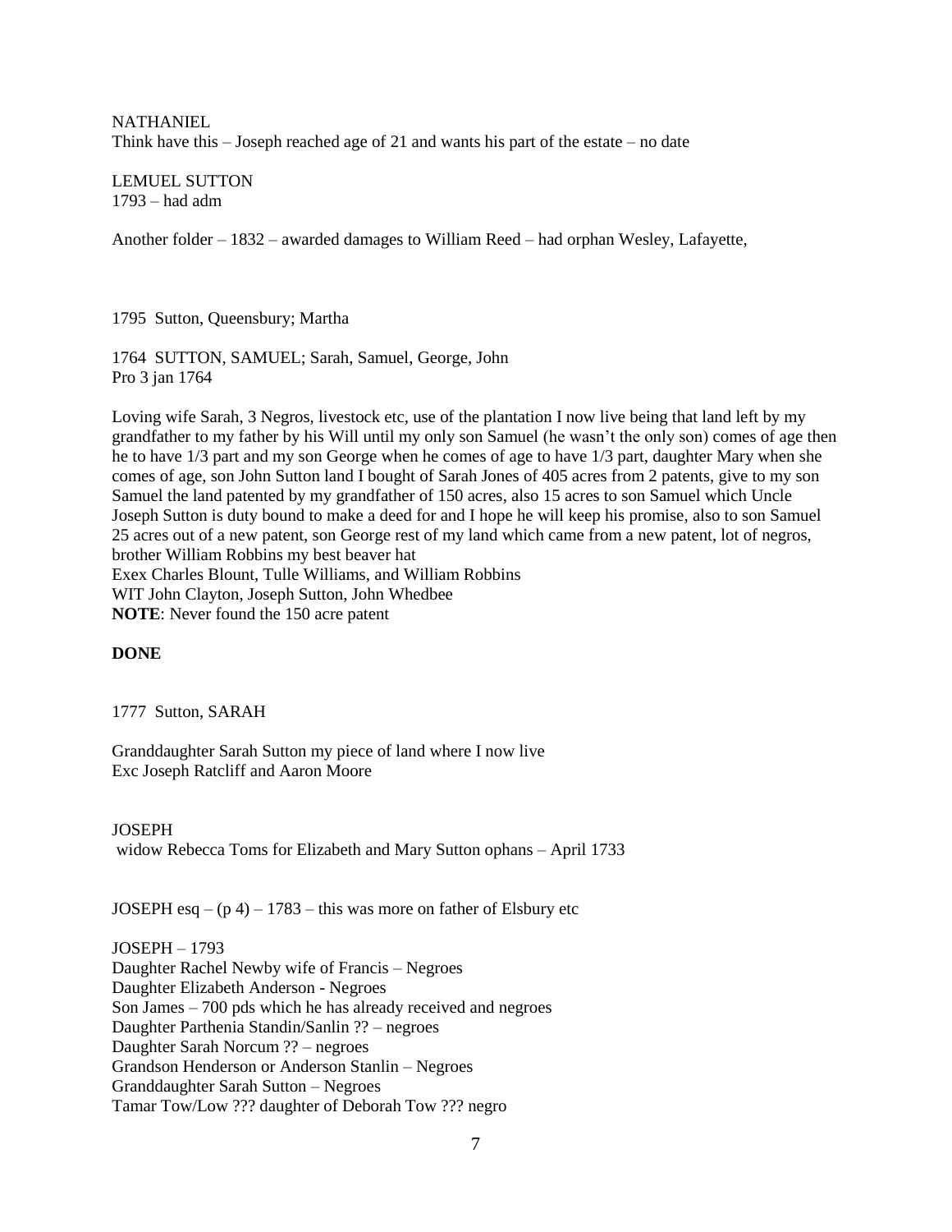NATHANIEL
Think have this – Joseph reached age of 21 and wants his part of the estate – no date

LEMUEL SUTTON
1793 – had adm

Another folder – 1832 – awarded damages to William Reed – had orphan Wesley, Lafayette,

1795 Sutton, Queensbury; Martha

1764 SUTTON, SAMUEL; Sarah, Samuel, George, John
Pro 3 jan 1764

Loving wife Sarah, 3 Negros, livestock etc, use of the plantation I now live being that land left by my grandfather to my father by his Will until my only son Samuel (he wasn't the only son) comes of age then he to have 1/3 part and my son George when he comes of age to have 1/3 part, daughter Mary when she comes of age, son John Sutton land I bought of Sarah Jones of 405 acres from 2 patents, give to my son Samuel the land patented by my grandfather of 150 acres, also 15 acres to son Samuel which Uncle Joseph Sutton is duty bound to make a deed for and I hope he will keep his promise, also to son Samuel 25 acres out of a new patent, son George rest of my land which came from a new patent, lot of negros, brother William Robbins my best beaver hat
Exex Charles Blount, Tulle Williams, and William Robbins
WIT John Clayton, Joseph Sutton, John Whedbee
**NOTE**: Never found the 150 acre patent

**DONE**

1777 Sutton, SARAH

Granddaughter Sarah Sutton my piece of land where I now live
Exc Joseph Ratcliff and Aaron Moore

JOSEPH
widow Rebecca Toms for Elizabeth and Mary Sutton ophans – April 1733

JOSEPH esq – (p 4) – 1783 – this was more on father of Elsbury etc

JOSEPH – 1793
Daughter Rachel Newby wife of Francis – Negroes
Daughter Elizabeth Anderson - Negroes
Son James – 700 pds which he has already received and negroes
Daughter Parthenia Standin/Sanlin ?? – negroes
Daughter Sarah Norcum ?? – negroes
Grandson Henderson or Anderson Stanlin – Negroes
Granddaughter Sarah Sutton – Negroes
Tamar Tow/Low ??? daughter of Deborah Tow ??? negro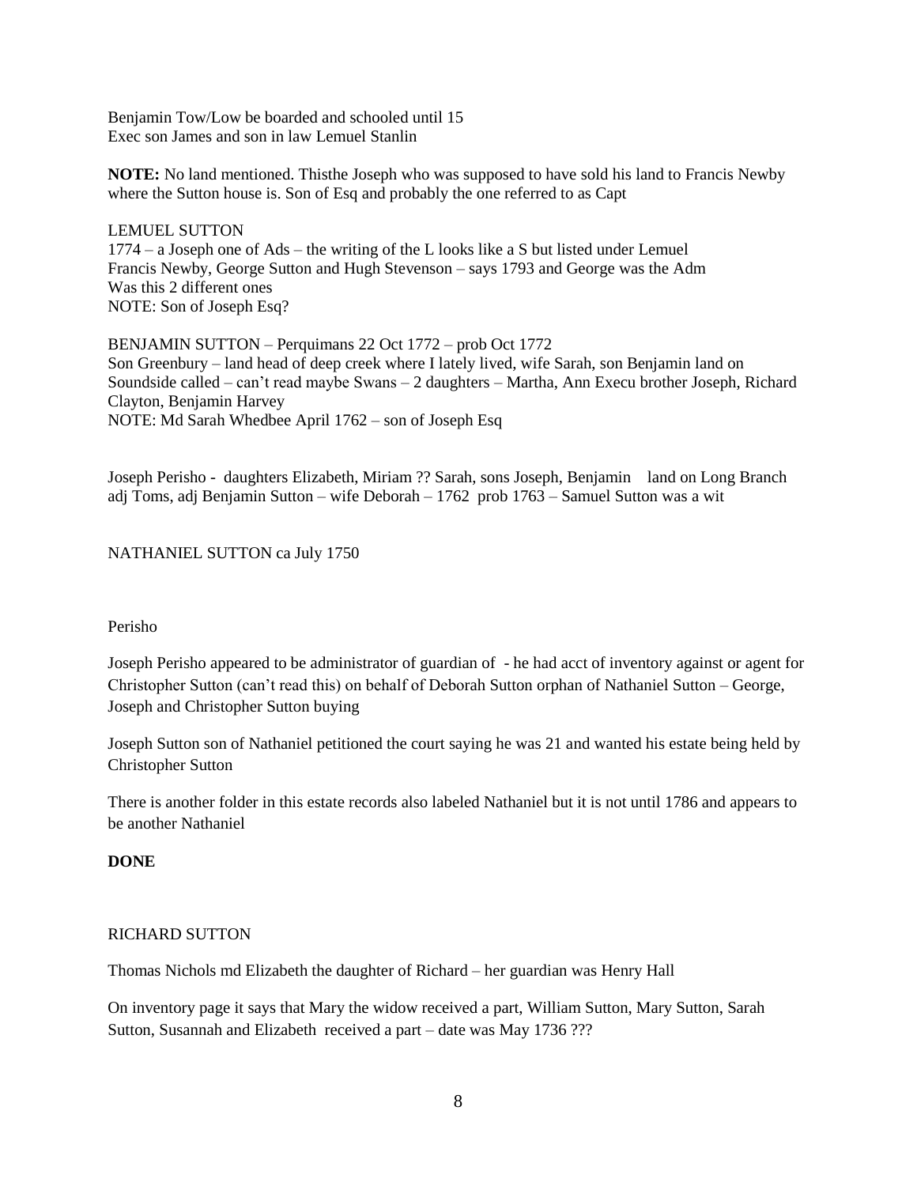Benjamin Tow/Low be boarded and schooled until 15
Exec son James and son in law Lemuel Stanlin

**NOTE:** No land mentioned. Thisthe Joseph who was supposed to have sold his land to Francis Newby where the Sutton house is. Son of Esq and probably the one referred to as Capt

LEMUEL SUTTON
1774 – a Joseph one of Ads – the writing of the L looks like a S but listed under Lemuel
Francis Newby, George Sutton and Hugh Stevenson – says 1793 and George was the Adm
Was this 2 different ones
NOTE: Son of Joseph Esq?

BENJAMIN SUTTON – Perquimans 22 Oct 1772 – prob Oct 1772
Son Greenbury – land head of deep creek where I lately lived, wife Sarah, son Benjamin land on Soundside called – can't read maybe Swans – 2 daughters – Martha, Ann Execu brother Joseph, Richard Clayton, Benjamin Harvey
NOTE: Md Sarah Whedbee April 1762 – son of Joseph Esq

Joseph Perisho - daughters Elizabeth, Miriam ?? Sarah, sons Joseph, Benjamin land on Long Branch adj Toms, adj Benjamin Sutton – wife Deborah – 1762 prob 1763 – Samuel Sutton was a wit

NATHANIEL SUTTON ca July 1750

Perisho

Joseph Perisho appeared to be administrator of guardian of - he had acct of inventory against or agent for Christopher Sutton (can't read this) on behalf of Deborah Sutton orphan of Nathaniel Sutton – George, Joseph and Christopher Sutton buying

Joseph Sutton son of Nathaniel petitioned the court saying he was 21 and wanted his estate being held by Christopher Sutton

There is another folder in this estate records also labeled Nathaniel but it is not until 1786 and appears to be another Nathaniel

**DONE**

RICHARD SUTTON

Thomas Nichols md Elizabeth the daughter of Richard – her guardian was Henry Hall

On inventory page it says that Mary the widow received a part, William Sutton, Mary Sutton, Sarah Sutton, Susannah and Elizabeth received a part – date was May 1736 ???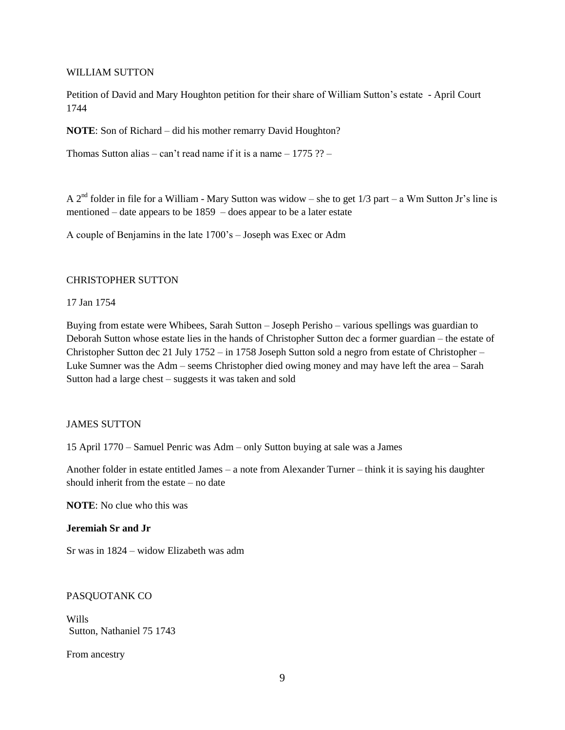## WILLIAM SUTTON

Petition of David and Mary Houghton petition for their share of William Sutton's estate - April Court 1744

**NOTE**: Son of Richard – did his mother remarry David Houghton?

Thomas Sutton alias – can't read name if it is a name – 1775 ?? –

A 2nd folder in file for a William - Mary Sutton was widow – she to get 1/3 part – a Wm Sutton Jr's line is mentioned – date appears to be 1859 – does appear to be a later estate

A couple of Benjamins in the late 1700's – Joseph was Exec or Adm

## CHRISTOPHER SUTTON

17 Jan 1754

Buying from estate were Whibees, Sarah Sutton – Joseph Perisho – various spellings was guardian to Deborah Sutton whose estate lies in the hands of Christopher Sutton dec a former guardian – the estate of Christopher Sutton dec 21 July 1752 – in 1758 Joseph Sutton sold a negro from estate of Christopher – Luke Sumner was the Adm – seems Christopher died owing money and may have left the area – Sarah Sutton had a large chest – suggests it was taken and sold

## JAMES SUTTON

15 April 1770 – Samuel Penric was Adm – only Sutton buying at sale was a James

Another folder in estate entitled James – a note from Alexander Turner – think it is saying his daughter should inherit from the estate – no date

**NOTE**: No clue who this was

**Jeremiah Sr and Jr**

Sr was in 1824 – widow Elizabeth was adm

## PASQUOTANK CO

Wills
Sutton, Nathaniel 75 1743

From ancestry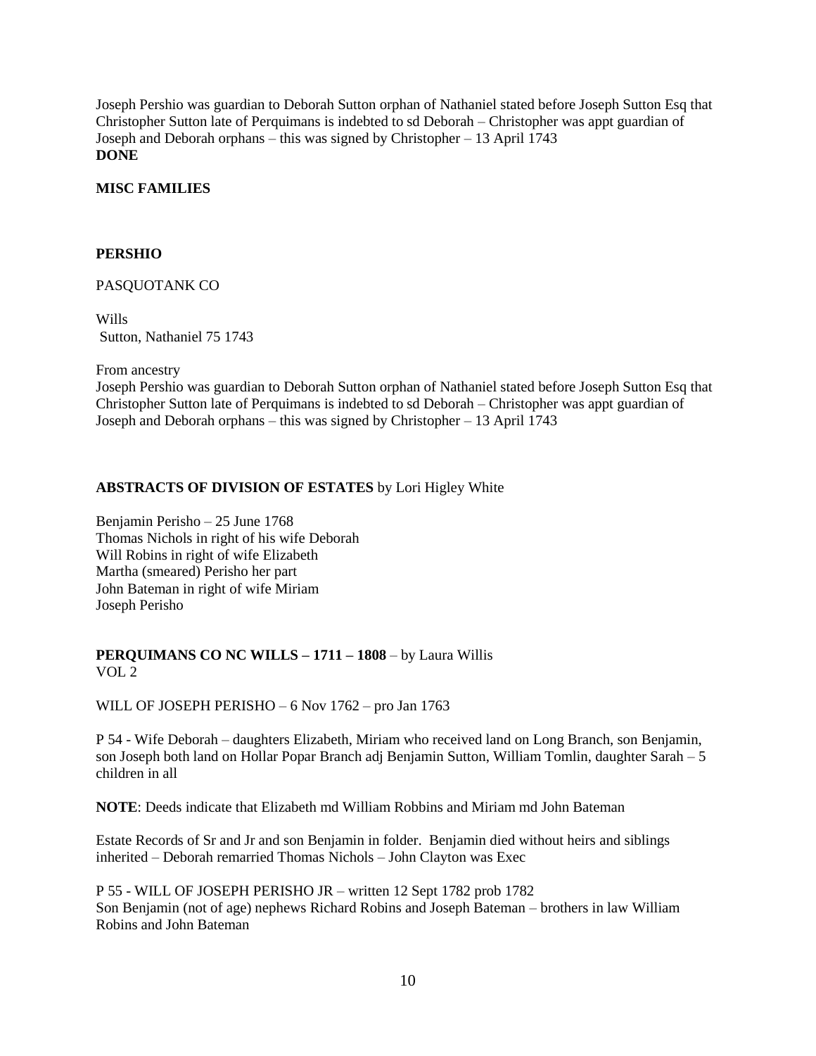Joseph Pershio was guardian to Deborah Sutton orphan of Nathaniel stated before Joseph Sutton Esq that Christopher Sutton late of Perquimans is indebted to sd Deborah – Christopher was appt guardian of Joseph and Deborah orphans – this was signed by Christopher – 13 April 1743
**DONE**

**MISC FAMILIES**

**PERSHIO**

PASQUOTANK CO

Wills
Sutton, Nathaniel 75 1743

From ancestry
Joseph Pershio was guardian to Deborah Sutton orphan of Nathaniel stated before Joseph Sutton Esq that Christopher Sutton late of Perquimans is indebted to sd Deborah – Christopher was appt guardian of Joseph and Deborah orphans – this was signed by Christopher – 13 April 1743

**ABSTRACTS OF DIVISION OF ESTATES** by Lori Higley White

Benjamin Perisho – 25 June 1768
Thomas Nichols in right of his wife Deborah
Will Robins in right of wife Elizabeth
Martha (smeared) Perisho her part
John Bateman in right of wife Miriam
Joseph Perisho

**PERQUIMANS CO NC WILLS – 1711 – 1808** – by Laura Willis
VOL 2

WILL OF JOSEPH PERISHO – 6 Nov 1762 – pro Jan 1763

P 54 - Wife Deborah – daughters Elizabeth, Miriam who received land on Long Branch, son Benjamin, son Joseph both land on Hollar Popar Branch adj Benjamin Sutton, William Tomlin, daughter Sarah – 5 children in all

**NOTE**: Deeds indicate that Elizabeth md William Robbins and Miriam md John Bateman

Estate Records of Sr and Jr and son Benjamin in folder. Benjamin died without heirs and siblings inherited – Deborah remarried Thomas Nichols – John Clayton was Exec

P 55 - WILL OF JOSEPH PERISHO JR – written 12 Sept 1782 prob 1782
Son Benjamin (not of age) nephews Richard Robins and Joseph Bateman – brothers in law William Robins and John Bateman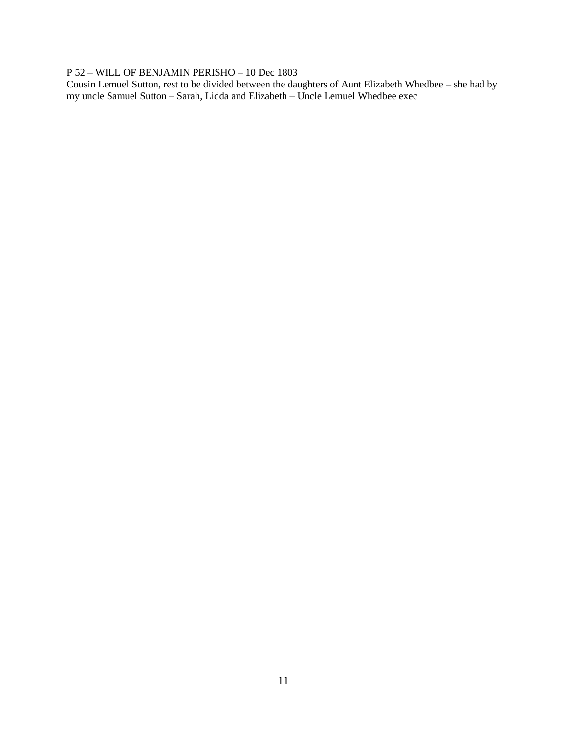P 52 – WILL OF BENJAMIN PERISHO – 10 Dec 1803

Cousin Lemuel Sutton, rest to be divided between the daughters of Aunt Elizabeth Whedbee – she had by my uncle Samuel Sutton – Sarah, Lidda and Elizabeth – Uncle Lemuel Whedbee exec